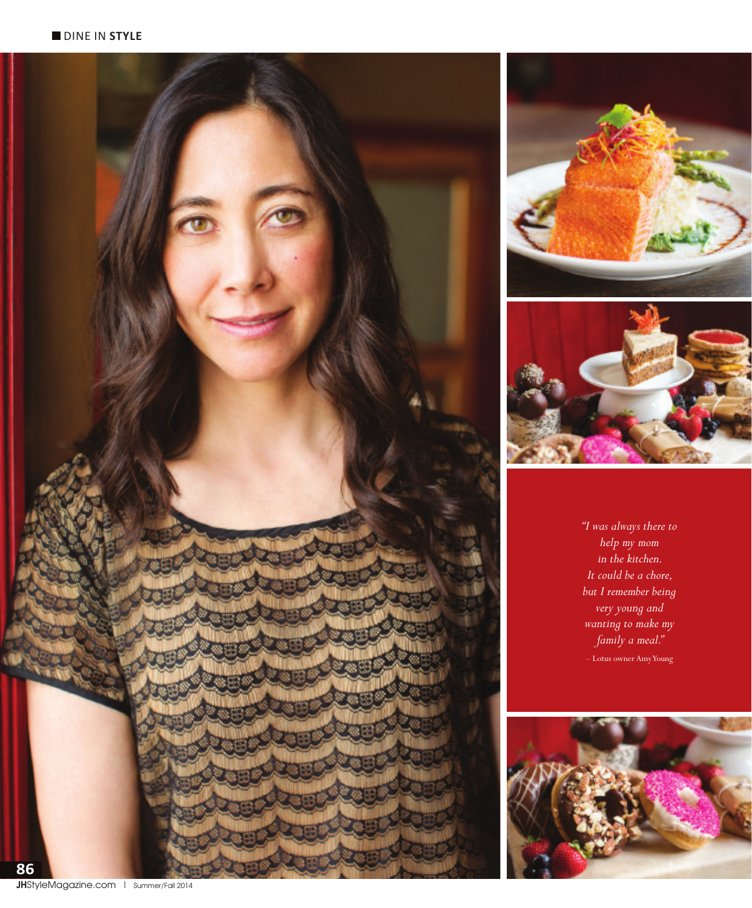*"I was always there to help my mom in the kitchen. It could be a chore, but I remember being very young and wanting to make my family a meal."*

– Lotus owner Amy Young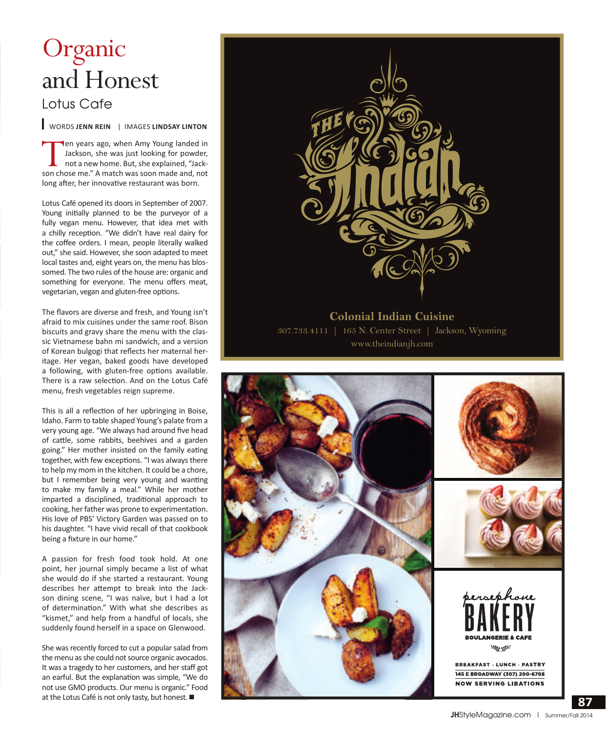# Organic and Honest

## Lotus Cafe

WORDS **JENN REIN** | IMAGES **LINDSAY LINTON**

Ten years ago, when Amy Young landed in Jackson, she was just looking for powder, not a new home. But, she explained, "Jackson chose me." A match was soon made and, not long after, her innovative restaurant was born.

Lotus Café opened its doors in September of 2007. Young initially planned to be the purveyor of a fully vegan menu. However, that idea met with a chilly reception. "We didn't have real dairy for the coffee orders. I mean, people literally walked out," she said. However, she soon adapted to meet local tastes and, eight years on, the menu has blossomed. The two rules of the house are: organic and something for everyone. The menu offers meat, vegetarian, vegan and gluten-free options.

The flavors are diverse and fresh, and Young isn't afraid to mix cuisines under the same roof. Bison biscuits and gravy share the menu with the classic Vietnamese bahn mi sandwich, and a version of Korean bulgogi that reflects her maternal heritage. Her vegan, baked goods have developed a following, with gluten-free options available. There is a raw selection. And on the Lotus Café menu, fresh vegetables reign supreme.

This is all a reflection of her upbringing in Boise, Idaho. Farm to table shaped Young's palate from a very young age. "We always had around five head of cattle, some rabbits, beehives and a garden going." Her mother insisted on the family eating together, with few exceptions. "I was always there to help my mom in the kitchen. It could be a chore, but I remember being very young and wanting to make my family a meal." While her mother imparted a disciplined, traditional approach to cooking, her father was prone to experimentation. His love of PBS' Victory Garden was passed on to his daughter. "I have vivid recall of that cookbook being a fixture in our home."

A passion for fresh food took hold. At one point, her journal simply became a list of what she would do if she started a restaurant. Young describes her attempt to break into the Jackson dining scene, "I was naïve, but I had a lot of determination." With what she describes as "kismet," and help from a handful of locals, she suddenly found herself in a space on Glenwood.

She was recently forced to cut a popular salad from the menu as she could not source organic avocados. It was a tragedy to her customers, and her staff got an earful. But the explanation was simple, "We do not use GMO products. Our menu is organic." Food at the Lotus Café is not only tasty, but honest. ■

---

THE Indian

**Colonial Indian Cuisine**

307.733.4111 | 165 N. Center Street | Jackson, Wyoming

www.theindianjh.com

---

persephone BAKERY

BOULANGERIE & CAFE

BREAKFAST · LUNCH · PASTRY

145 E BROADWAY (307) 200-6708

NOW SERVING LIBATIONS